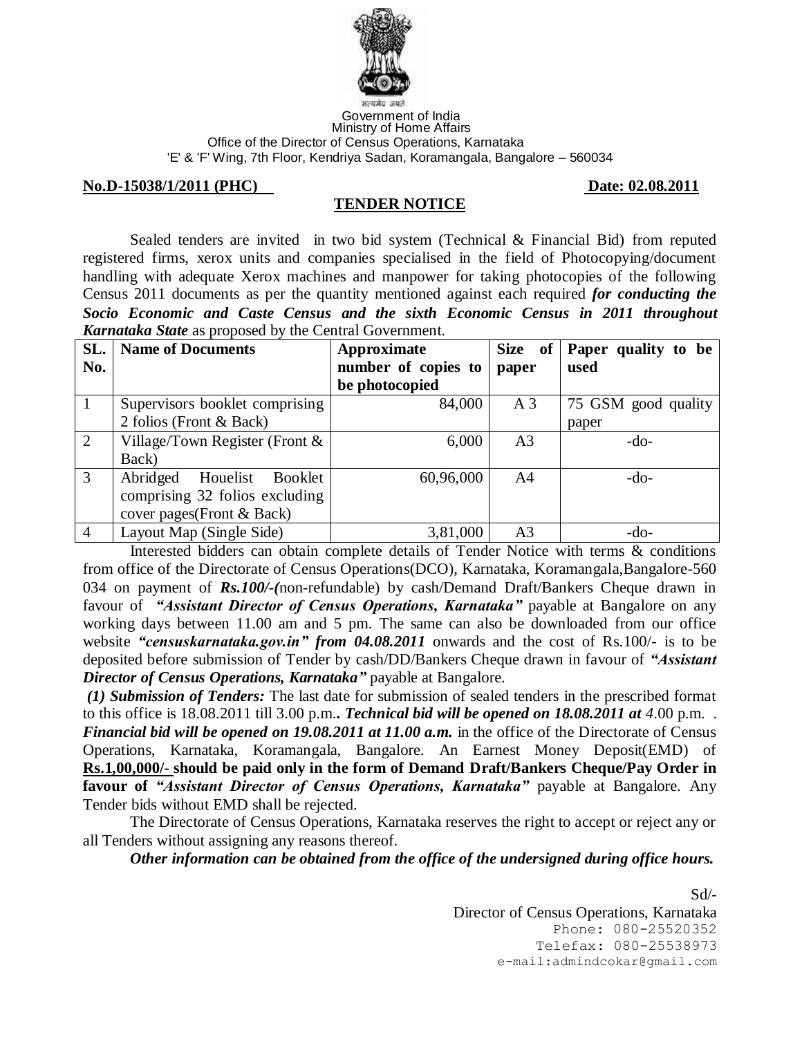सत्यमेव जयते

Government of India
Ministry of Home Affairs
Office of the Director of Census Operations, Karnataka
'E' & 'F' Wing, 7th Floor, Kendriya Sadan, Koramangala, Bangalore – 560034

**No.D-15038/1/2011 (PHC)** **Date: 02.08.2011**

## TENDER NOTICE

Sealed tenders are invited in two bid system (Technical & Financial Bid) from reputed registered firms, xerox units and companies specialised in the field of Photocopying/document handling with adequate Xerox machines and manpower for taking photocopies of the following Census 2011 documents as per the quantity mentioned against each required ***for conducting the Socio Economic and Caste Census and the sixth Economic Census in 2011 throughout Karnataka State*** as proposed by the Central Government.

| SL. No. | Name of Documents | Approximate number of copies to be photocopied | Size of paper | Paper quality to be used |
|---|---|---|---|---|
| 1 | Supervisors booklet comprising 2 folios (Front & Back) | 84,000 | A 3 | 75 GSM good quality paper |
| 2 | Village/Town Register (Front & Back) | 6,000 | A3 | -do- |
| 3 | Abridged Houelist Booklet comprising 32 folios excluding cover pages(Front & Back) | 60,96,000 | A4 | -do- |
| 4 | Layout Map (Single Side) | 3,81,000 | A3 | -do- |

Interested bidders can obtain complete details of Tender Notice with terms & conditions from office of the Directorate of Census Operations(DCO), Karnataka, Koramangala,Bangalore-560 034 on payment of ***Rs.100/-(***non-refundable) by cash/Demand Draft/Bankers Cheque drawn in favour of ***"Assistant Director of Census Operations, Karnataka"*** payable at Bangalore on any working days between 11.00 am and 5 pm. The same can also be downloaded from our office website ***"censuskarnataka.gov.in" from 04.08.2011*** onwards and the cost of Rs.100/- is to be deposited before submission of Tender by cash/DD/Bankers Cheque drawn in favour of ***"Assistant Director of Census Operations, Karnataka"*** payable at Bangalore.

***(1) Submission of Tenders:*** The last date for submission of sealed tenders in the prescribed format to this office is 18.08.2011 till 3.00 p.m.. ***Technical bid will be opened on 18.08.2011 at 4***.00 p.m. . ***Financial bid will be opened on 19.08.2011 at 11.00 a.m.*** in the office of the Directorate of Census Operations, Karnataka, Koramangala, Bangalore. An Earnest Money Deposit(EMD) of **Rs.1,00,000/- should be paid only in the form of Demand Draft/Bankers Cheque/Pay Order in favour of *"Assistant Director of Census Operations, Karnataka"*** payable at Bangalore. Any Tender bids without EMD shall be rejected.

The Directorate of Census Operations, Karnataka reserves the right to accept or reject any or all Tenders without assigning any reasons thereof.

***Other information can be obtained from the office of the undersigned during office hours.***

Sd/-
Director of Census Operations, Karnataka
Phone: 080-25520352
Telefax: 080-25538973
e-mail:admindcokar@gmail.com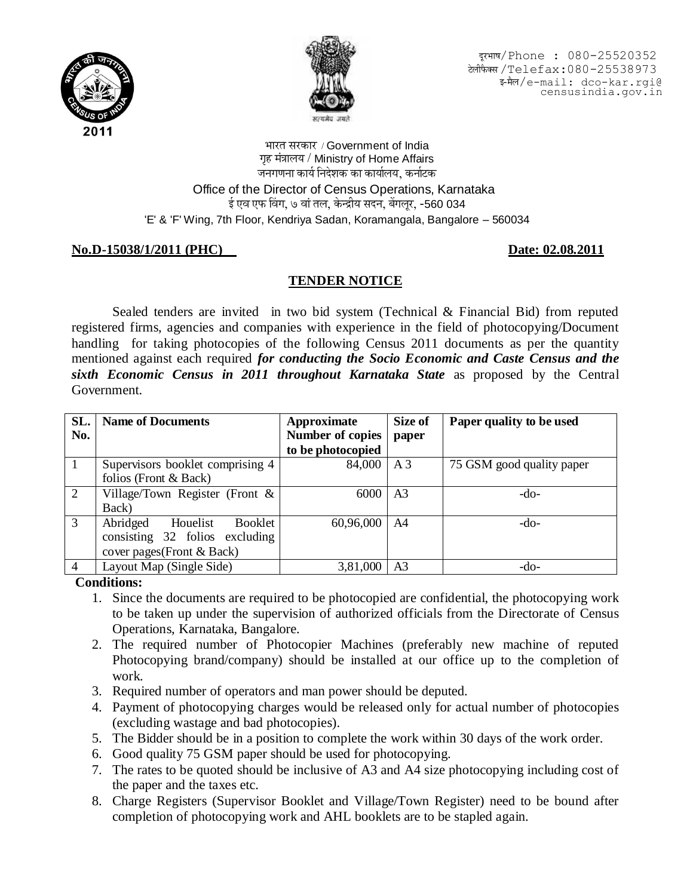दूरभाष/Phone : 080-25520352
टेलीफैक्स /Telefax:080-25538973
इ-मैल/e-mail: dco-kar.rgi@censusindia.gov.in

भारत सरकार / Government of India
गृह मंत्रालय / Ministry of Home Affairs
जनगणना कार्य निदेशक का कार्यालय, कर्नाटक
Office of the Director of Census Operations, Karnataka
ई एव एफ विंग, ७ वां तल, केन्द्रीय सदन, बेंगलूर, -560 034
'E' & 'F' Wing, 7th Floor, Kendriya Sadan, Koramangala, Bangalore – 560034

**No.D-15038/1/2011 (PHC)** **Date: 02.08.2011**

## TENDER NOTICE

Sealed tenders are invited in two bid system (Technical & Financial Bid) from reputed registered firms, agencies and companies with experience in the field of photocopying/Document handling for taking photocopies of the following Census 2011 documents as per the quantity mentioned against each required ***for conducting the Socio Economic and Caste Census and the sixth Economic Census in 2011 throughout Karnataka State*** as proposed by the Central Government.

| SL. No. | Name of Documents | Approximate Number of copies to be photocopied | Size of paper | Paper quality to be used |
|---|---|---|---|---|
| 1 | Supervisors booklet comprising 4 folios (Front & Back) | 84,000 | A 3 | 75 GSM good quality paper |
| 2 | Village/Town Register (Front & Back) | 6000 | A3 | -do- |
| 3 | Abridged Houelist Booklet consisting 32 folios excluding cover pages(Front & Back) | 60,96,000 | A4 | -do- |
| 4 | Layout Map (Single Side) | 3,81,000 | A3 | -do- |

**Conditions:**

1. Since the documents are required to be photocopied are confidential, the photocopying work to be taken up under the supervision of authorized officials from the Directorate of Census Operations, Karnataka, Bangalore.
2. The required number of Photocopier Machines (preferably new machine of reputed Photocopying brand/company) should be installed at our office up to the completion of work.
3. Required number of operators and man power should be deputed.
4. Payment of photocopying charges would be released only for actual number of photocopies (excluding wastage and bad photocopies).
5. The Bidder should be in a position to complete the work within 30 days of the work order.
6. Good quality 75 GSM paper should be used for photocopying.
7. The rates to be quoted should be inclusive of A3 and A4 size photocopying including cost of the paper and the taxes etc.
8. Charge Registers (Supervisor Booklet and Village/Town Register) need to be bound after completion of photocopying work and AHL booklets are to be stapled again.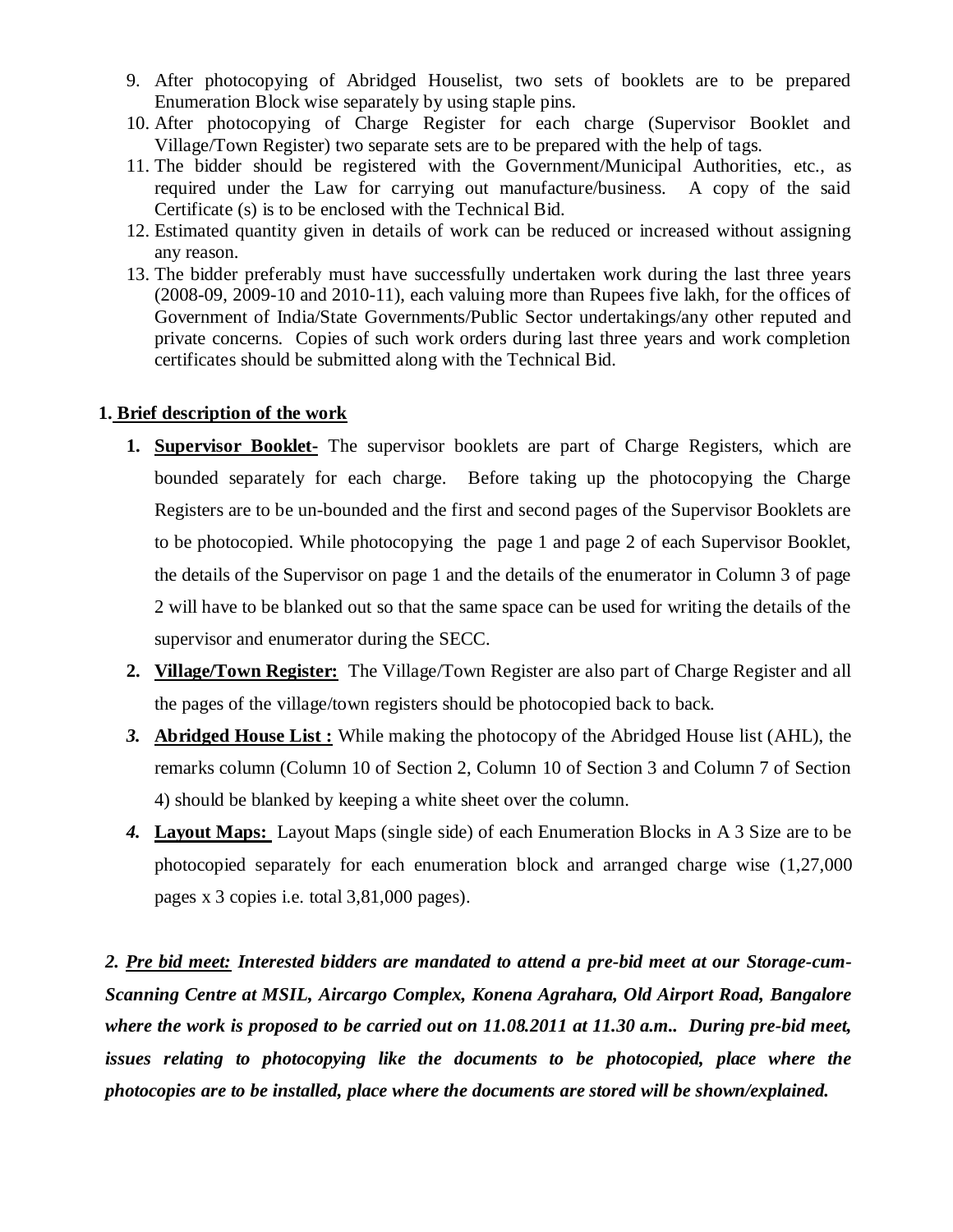9. After photocopying of Abridged Houselist, two sets of booklets are to be prepared Enumeration Block wise separately by using staple pins.
10. After photocopying of Charge Register for each charge (Supervisor Booklet and Village/Town Register) two separate sets are to be prepared with the help of tags.
11. The bidder should be registered with the Government/Municipal Authorities, etc., as required under the Law for carrying out manufacture/business. A copy of the said Certificate (s) is to be enclosed with the Technical Bid.
12. Estimated quantity given in details of work can be reduced or increased without assigning any reason.
13. The bidder preferably must have successfully undertaken work during the last three years (2008-09, 2009-10 and 2010-11), each valuing more than Rupees five lakh, for the offices of Government of India/State Governments/Public Sector undertakings/any other reputed and private concerns. Copies of such work orders during last three years and work completion certificates should be submitted along with the Technical Bid.

**1. <u>Brief description of the work</u>**

1. **<u>Supervisor Booklet-</u>** The supervisor booklets are part of Charge Registers, which are bounded separately for each charge. Before taking up the photocopying the Charge Registers are to be un-bounded and the first and second pages of the Supervisor Booklets are to be photocopied. While photocopying the page 1 and page 2 of each Supervisor Booklet, the details of the Supervisor on page 1 and the details of the enumerator in Column 3 of page 2 will have to be blanked out so that the same space can be used for writing the details of the supervisor and enumerator during the SECC.
2. **<u>Village/Town Register:</u>** The Village/Town Register are also part of Charge Register and all the pages of the village/town registers should be photocopied back to back.
3. **<u>Abridged House List :</u>** While making the photocopy of the Abridged House list (AHL), the remarks column (Column 10 of Section 2, Column 10 of Section 3 and Column 7 of Section 4) should be blanked by keeping a white sheet over the column.
4. **<u>Layout Maps:</u>** Layout Maps (single side) of each Enumeration Blocks in A 3 Size are to be photocopied separately for each enumeration block and arranged charge wise (1,27,000 pages x 3 copies i.e. total 3,81,000 pages).

***2. <u>Pre bid meet:</u> Interested bidders are mandated to attend a pre-bid meet at our Storage-cum-Scanning Centre at MSIL, Aircargo Complex, Konena Agrahara, Old Airport Road, Bangalore where the work is proposed to be carried out on 11.08.2011 at 11.30 a.m.. During pre-bid meet, issues relating to photocopying like the documents to be photocopied, place where the photocopies are to be installed, place where the documents are stored will be shown/explained.***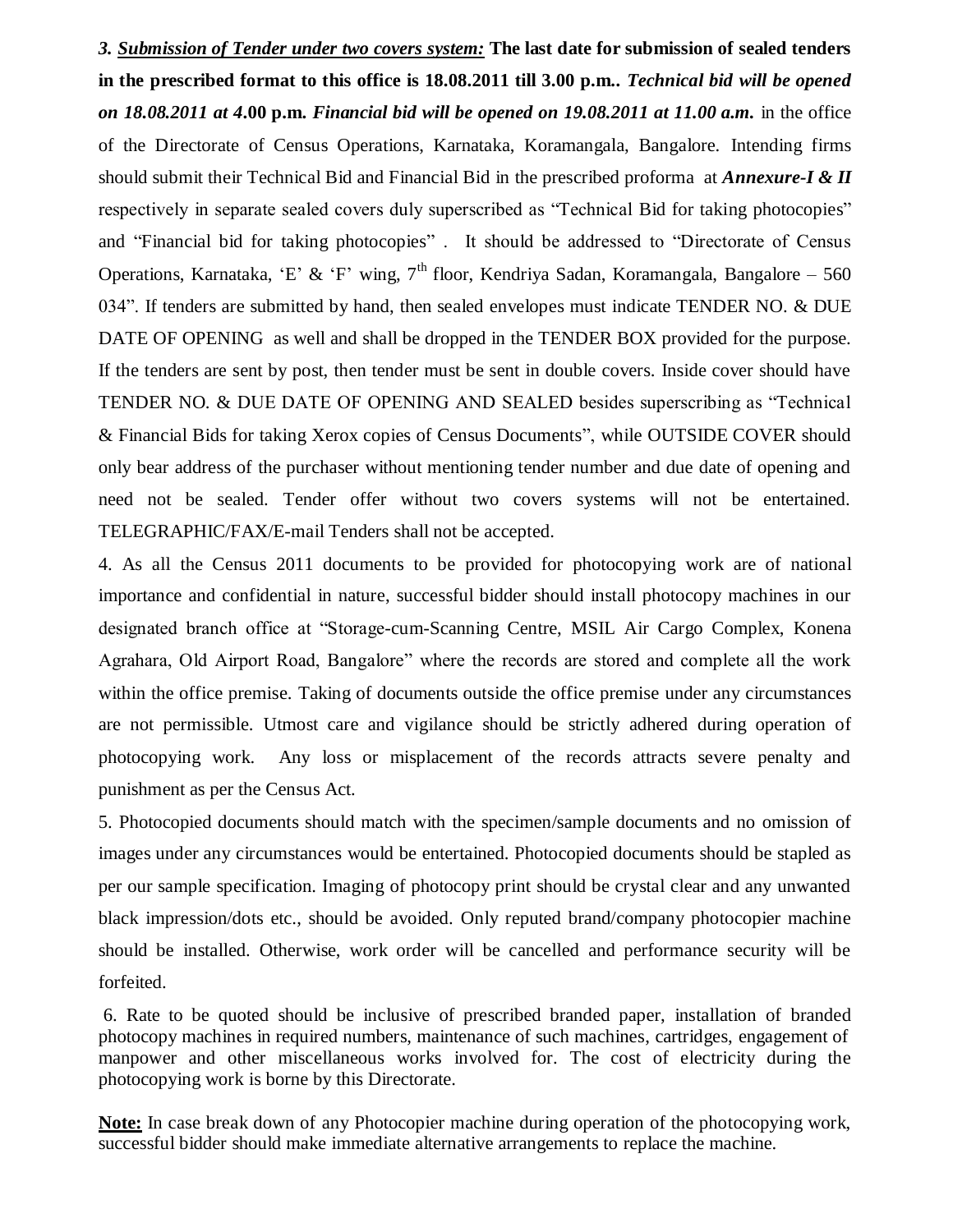***3.*** ***Submission of Tender under two covers system:*** **The last date for submission of sealed tenders in the prescribed format to this office is 18.08.2011 till 3.00 p.m..** ***Technical bid will be opened on 18.08.2011 at 4*.00 p.m.** ***Financial bid will be opened on 19.08.2011 at 11.00 a.m.*** in the office of the Directorate of Census Operations, Karnataka, Koramangala, Bangalore. Intending firms should submit their Technical Bid and Financial Bid in the prescribed proforma at ***Annexure-I & II*** respectively in separate sealed covers duly superscribed as "Technical Bid for taking photocopies" and "Financial bid for taking photocopies" . It should be addressed to "Directorate of Census Operations, Karnataka, 'E' & 'F' wing, 7th floor, Kendriya Sadan, Koramangala, Bangalore – 560 034". If tenders are submitted by hand, then sealed envelopes must indicate TENDER NO. & DUE DATE OF OPENING as well and shall be dropped in the TENDER BOX provided for the purpose. If the tenders are sent by post, then tender must be sent in double covers. Inside cover should have TENDER NO. & DUE DATE OF OPENING AND SEALED besides superscribing as "Technical & Financial Bids for taking Xerox copies of Census Documents", while OUTSIDE COVER should only bear address of the purchaser without mentioning tender number and due date of opening and need not be sealed. Tender offer without two covers systems will not be entertained. TELEGRAPHIC/FAX/E-mail Tenders shall not be accepted.

4. As all the Census 2011 documents to be provided for photocopying work are of national importance and confidential in nature, successful bidder should install photocopy machines in our designated branch office at "Storage-cum-Scanning Centre, MSIL Air Cargo Complex, Konena Agrahara, Old Airport Road, Bangalore" where the records are stored and complete all the work within the office premise. Taking of documents outside the office premise under any circumstances are not permissible. Utmost care and vigilance should be strictly adhered during operation of photocopying work. Any loss or misplacement of the records attracts severe penalty and punishment as per the Census Act.

5. Photocopied documents should match with the specimen/sample documents and no omission of images under any circumstances would be entertained. Photocopied documents should be stapled as per our sample specification. Imaging of photocopy print should be crystal clear and any unwanted black impression/dots etc., should be avoided. Only reputed brand/company photocopier machine should be installed. Otherwise, work order will be cancelled and performance security will be forfeited.

6. Rate to be quoted should be inclusive of prescribed branded paper, installation of branded photocopy machines in required numbers, maintenance of such machines, cartridges, engagement of manpower and other miscellaneous works involved for. The cost of electricity during the photocopying work is borne by this Directorate.

**Note:** In case break down of any Photocopier machine during operation of the photocopying work, successful bidder should make immediate alternative arrangements to replace the machine.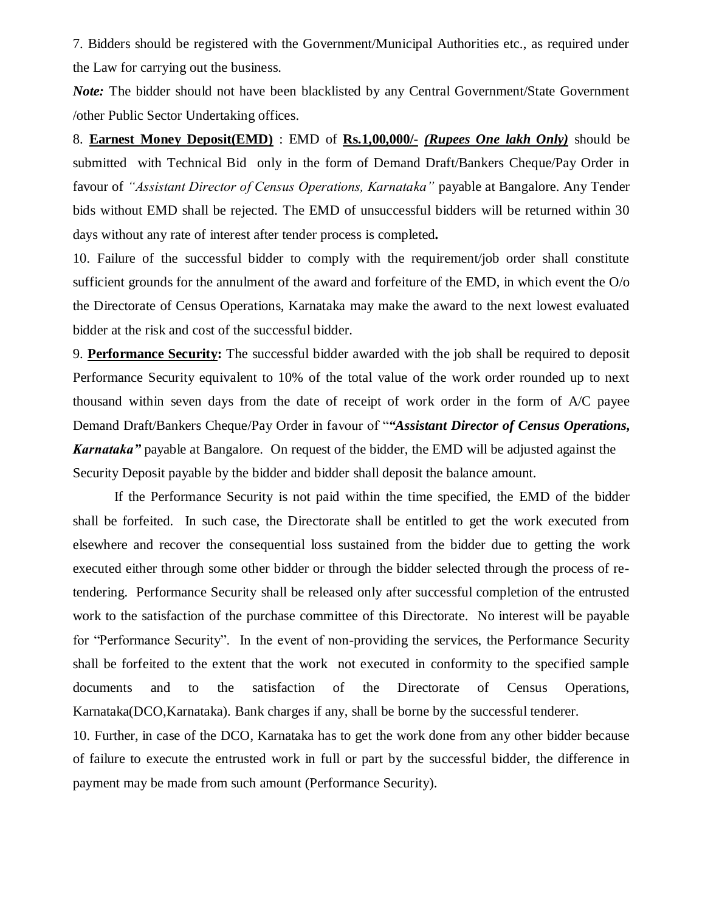7. Bidders should be registered with the Government/Municipal Authorities etc., as required under the Law for carrying out the business.

***Note:*** The bidder should not have been blacklisted by any Central Government/State Government /other Public Sector Undertaking offices.

8. **Earnest Money Deposit(EMD)** : EMD of **Rs.1,00,000/-** ***(Rupees One lakh Only)*** should be submitted with Technical Bid only in the form of Demand Draft/Bankers Cheque/Pay Order in favour of *"Assistant Director of Census Operations, Karnataka"* payable at Bangalore. Any Tender bids without EMD shall be rejected. The EMD of unsuccessful bidders will be returned within 30 days without any rate of interest after tender process is completed**.**

10. Failure of the successful bidder to comply with the requirement/job order shall constitute sufficient grounds for the annulment of the award and forfeiture of the EMD, in which event the O/o the Directorate of Census Operations, Karnataka may make the award to the next lowest evaluated bidder at the risk and cost of the successful bidder.

9. **Performance Security:** The successful bidder awarded with the job shall be required to deposit Performance Security equivalent to 10% of the total value of the work order rounded up to next thousand within seven days from the date of receipt of work order in the form of A/C payee Demand Draft/Bankers Cheque/Pay Order in favour of "***"Assistant Director of Census Operations, Karnataka"*** payable at Bangalore. On request of the bidder, the EMD will be adjusted against the Security Deposit payable by the bidder and bidder shall deposit the balance amount.

If the Performance Security is not paid within the time specified, the EMD of the bidder shall be forfeited. In such case, the Directorate shall be entitled to get the work executed from elsewhere and recover the consequential loss sustained from the bidder due to getting the work executed either through some other bidder or through the bidder selected through the process of re-tendering. Performance Security shall be released only after successful completion of the entrusted work to the satisfaction of the purchase committee of this Directorate. No interest will be payable for "Performance Security". In the event of non-providing the services, the Performance Security shall be forfeited to the extent that the work not executed in conformity to the specified sample documents and to the satisfaction of the Directorate of Census Operations, Karnataka(DCO,Karnataka). Bank charges if any, shall be borne by the successful tenderer.

10. Further, in case of the DCO, Karnataka has to get the work done from any other bidder because of failure to execute the entrusted work in full or part by the successful bidder, the difference in payment may be made from such amount (Performance Security).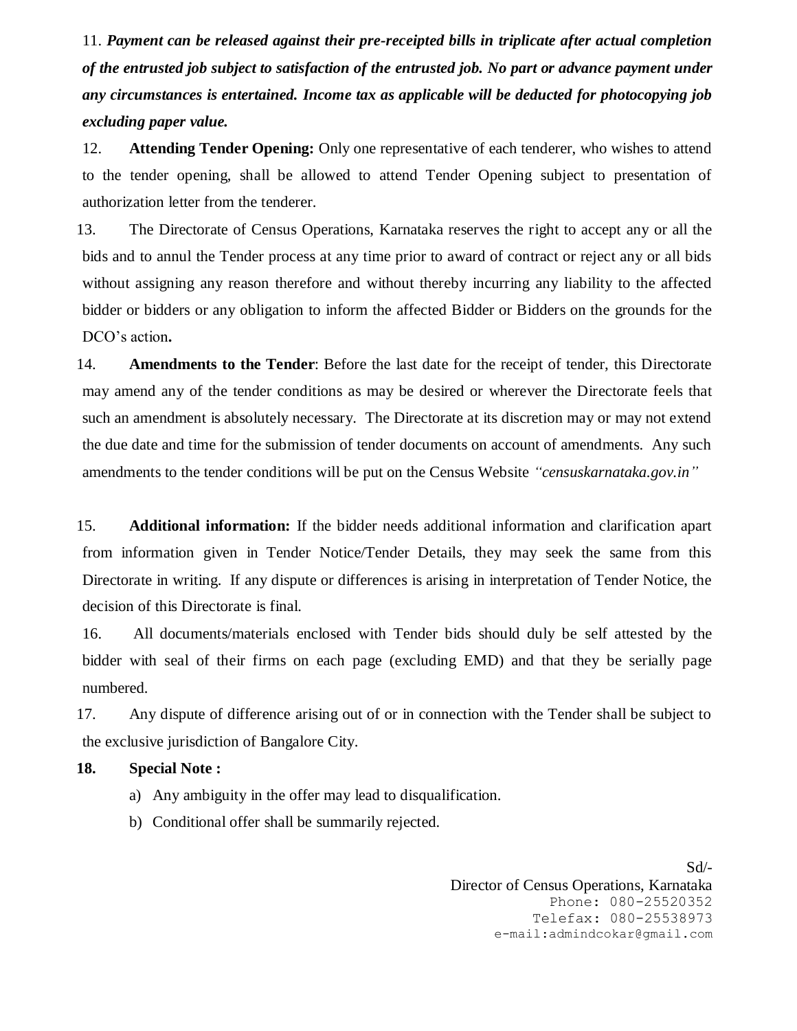11. ***Payment can be released against their pre-receipted bills in triplicate after actual completion of the entrusted job subject to satisfaction of the entrusted job. No part or advance payment under any circumstances is entertained. Income tax as applicable will be deducted for photocopying job excluding paper value.***

12. **Attending Tender Opening:** Only one representative of each tenderer, who wishes to attend to the tender opening, shall be allowed to attend Tender Opening subject to presentation of authorization letter from the tenderer.

13. The Directorate of Census Operations, Karnataka reserves the right to accept any or all the bids and to annul the Tender process at any time prior to award of contract or reject any or all bids without assigning any reason therefore and without thereby incurring any liability to the affected bidder or bidders or any obligation to inform the affected Bidder or Bidders on the grounds for the DCO's action**.**

14. **Amendments to the Tender**: Before the last date for the receipt of tender, this Directorate may amend any of the tender conditions as may be desired or wherever the Directorate feels that such an amendment is absolutely necessary. The Directorate at its discretion may or may not extend the due date and time for the submission of tender documents on account of amendments. Any such amendments to the tender conditions will be put on the Census Website *"censuskarnataka.gov.in"*

15. **Additional information:** If the bidder needs additional information and clarification apart from information given in Tender Notice/Tender Details, they may seek the same from this Directorate in writing. If any dispute or differences is arising in interpretation of Tender Notice, the decision of this Directorate is final.

16. All documents/materials enclosed with Tender bids should duly be self attested by the bidder with seal of their firms on each page (excluding EMD) and that they be serially page numbered.

17. Any dispute of difference arising out of or in connection with the Tender shall be subject to the exclusive jurisdiction of Bangalore City.

**18. Special Note :**

a) Any ambiguity in the offer may lead to disqualification.

b) Conditional offer shall be summarily rejected.

Sd/-
Director of Census Operations, Karnataka
Phone: 080-25520352
Telefax: 080-25538973
e-mail:admindcokar@gmail.com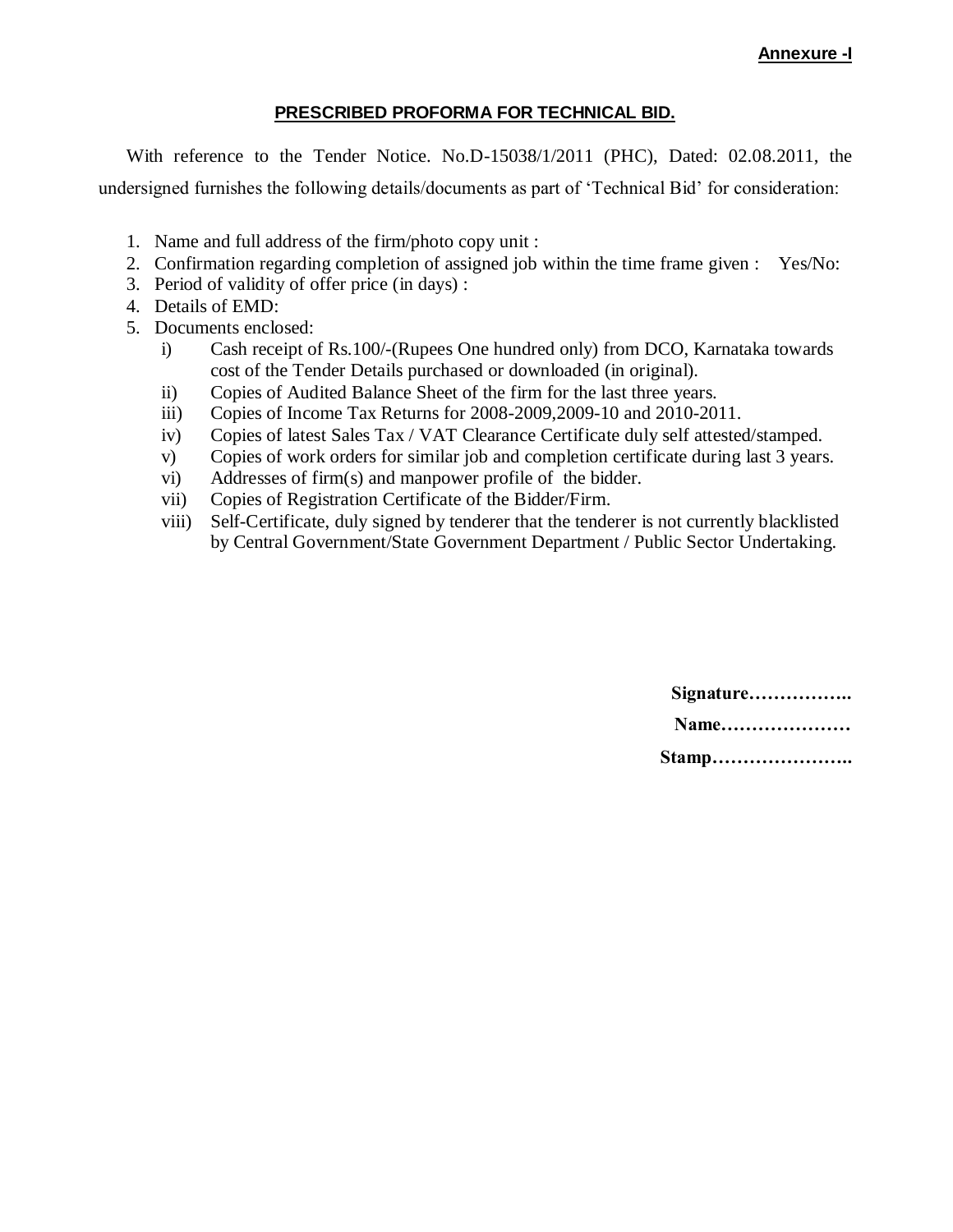**Annexure -I**

## PRESCRIBED PROFORMA FOR TECHNICAL BID.

With reference to the Tender Notice. No.D-15038/1/2011 (PHC), Dated: 02.08.2011, the undersigned furnishes the following details/documents as part of 'Technical Bid' for consideration:

1. Name and full address of the firm/photo copy unit :
2. Confirmation regarding completion of assigned job within the time frame given : Yes/No:
3. Period of validity of offer price (in days) :
4. Details of EMD:
5. Documents enclosed:
   i) Cash receipt of Rs.100/-(Rupees One hundred only) from DCO, Karnataka towards cost of the Tender Details purchased or downloaded (in original).
   ii) Copies of Audited Balance Sheet of the firm for the last three years.
   iii) Copies of Income Tax Returns for 2008-2009,2009-10 and 2010-2011.
   iv) Copies of latest Sales Tax / VAT Clearance Certificate duly self attested/stamped.
   v) Copies of work orders for similar job and completion certificate during last 3 years.
   vi) Addresses of firm(s) and manpower profile of the bidder.
   vii) Copies of Registration Certificate of the Bidder/Firm.
   viii) Self-Certificate, duly signed by tenderer that the tenderer is not currently blacklisted by Central Government/State Government Department / Public Sector Undertaking.

**Signature……………..**

**Name…………………**

**Stamp…………………..**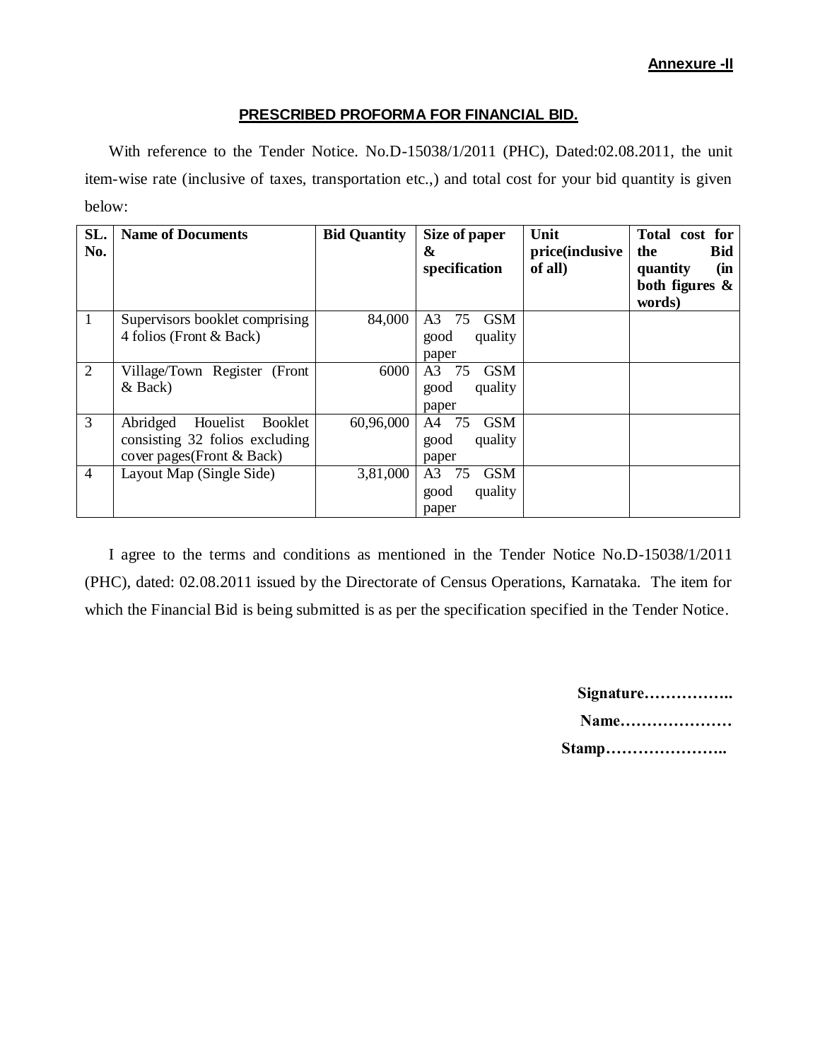**Annexure -II**

**PRESCRIBED PROFORMA FOR FINANCIAL BID.**

With reference to the Tender Notice. No.D-15038/1/2011 (PHC), Dated:02.08.2011, the unit item-wise rate (inclusive of taxes, transportation etc.,) and total cost for your bid quantity is given below:

| SL. No. | Name of Documents | Bid Quantity | Size of paper & specification | Unit price(inclusive of all) | Total cost for the Bid quantity (in both figures & words) |
|---|---|---|---|---|---|
| 1 | Supervisors booklet comprising 4 folios (Front & Back) | 84,000 | A3 75 GSM good quality paper | | |
| 2 | Village/Town Register (Front & Back) | 6000 | A3 75 GSM good quality paper | | |
| 3 | Abridged Houelist Booklet consisting 32 folios excluding cover pages(Front & Back) | 60,96,000 | A4 75 GSM good quality paper | | |
| 4 | Layout Map (Single Side) | 3,81,000 | A3 75 GSM good quality paper | | |

I agree to the terms and conditions as mentioned in the Tender Notice No.D-15038/1/2011 (PHC), dated: 02.08.2011 issued by the Directorate of Census Operations, Karnataka. The item for which the Financial Bid is being submitted is as per the specification specified in the Tender Notice.

**Signature……………..**

**Name…………………**

**Stamp…………………..**